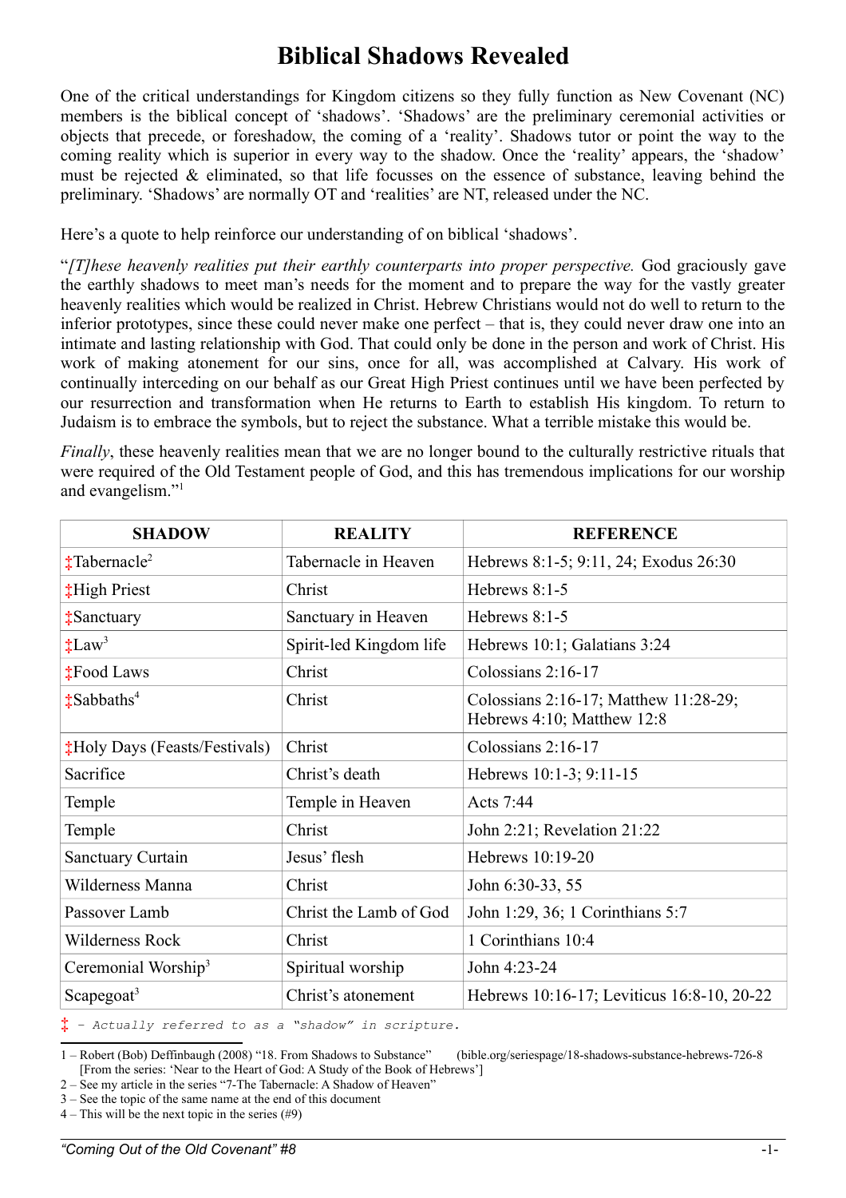# Biblical Shadows Revealed

One of the critical understandings for Kingdom citizens so they fully function as New Covenant (NC) members is the biblical concept of 'shadows'. 'Shadows' are the preliminary ceremonial activities or objects that precede, or foreshadow, the coming of a 'reality'. Shadows tutor or point the way to the coming reality which is superior in every way to the shadow. Once the 'reality' appears, the 'shadow' must be rejected & eliminated, so that life focusses on the essence of substance, leaving behind the preliminary. 'Shadows' are normally OT and 'realities' are NT, released under the NC.

Here's a quote to help reinforce our understanding of on biblical 'shadows'.

"*[T]hese heavenly realities put their earthly counterparts into proper perspective.* God graciously gave the earthly shadows to meet man's needs for the moment and to prepare the way for the vastly greater heavenly realities which would be realized in Christ. Hebrew Christians would not do well to return to the inferior prototypes, since these could never make one perfect – that is, they could never draw one into an intimate and lasting relationship with God. That could only be done in the person and work of Christ. His work of making atonement for our sins, once for all, was accomplished at Calvary. His work of continually interceding on our behalf as our Great High Priest continues until we have been perfected by our resurrection and transformation when He returns to Earth to establish His kingdom. To return to Judaism is to embrace the symbols, but to reject the substance. What a terrible mistake this would be.

*Finally*, these heavenly realities mean that we are no longer bound to the culturally restrictive rituals that were required of the Old Testament people of God, and this has tremendous implications for our worship and evangelism."[1]

| SHADOW | REALITY | REFERENCE |
|---|---|---|
| ‡Tabernacle[2] | Tabernacle in Heaven | Hebrews 8:1-5; 9:11, 24; Exodus 26:30 |
| ‡High Priest | Christ | Hebrews 8:1-5 |
| ‡Sanctuary | Sanctuary in Heaven | Hebrews 8:1-5 |
| ‡Law[3] | Spirit-led Kingdom life | Hebrews 10:1; Galatians 3:24 |
| ‡Food Laws | Christ | Colossians 2:16-17 |
| ‡Sabbaths[4] | Christ | Colossians 2:16-17; Matthew 11:28-29; Hebrews 4:10; Matthew 12:8 |
| ‡Holy Days (Feasts/Festivals) | Christ | Colossians 2:16-17 |
| Sacrifice | Christ's death | Hebrews 10:1-3; 9:11-15 |
| Temple | Temple in Heaven | Acts 7:44 |
| Temple | Christ | John 2:21; Revelation 21:22 |
| Sanctuary Curtain | Jesus' flesh | Hebrews 10:19-20 |
| Wilderness Manna | Christ | John 6:30-33, 55 |
| Passover Lamb | Christ the Lamb of God | John 1:29, 36; 1 Corinthians 5:7 |
| Wilderness Rock | Christ | 1 Corinthians 10:4 |
| Ceremonial Worship[3] | Spiritual worship | John 4:23-24 |
| Scapegoat[3] | Christ's atonement | Hebrews 10:16-17; Leviticus 16:8-10, 20-22 |

‡ *– Actually referred to as a "shadow" in scripture.*

1 – Robert (Bob) Deffinbaugh (2008) "18. From Shadows to Substance" (bible.org/seriespage/18-shadows-substance-hebrews-726-8 [From the series: 'Near to the Heart of God: A Study of the Book of Hebrews']

2 – See my article in the series "7-The Tabernacle: A Shadow of Heaven"

3 – See the topic of the same name at the end of this document

4 – This will be the next topic in the series (#9)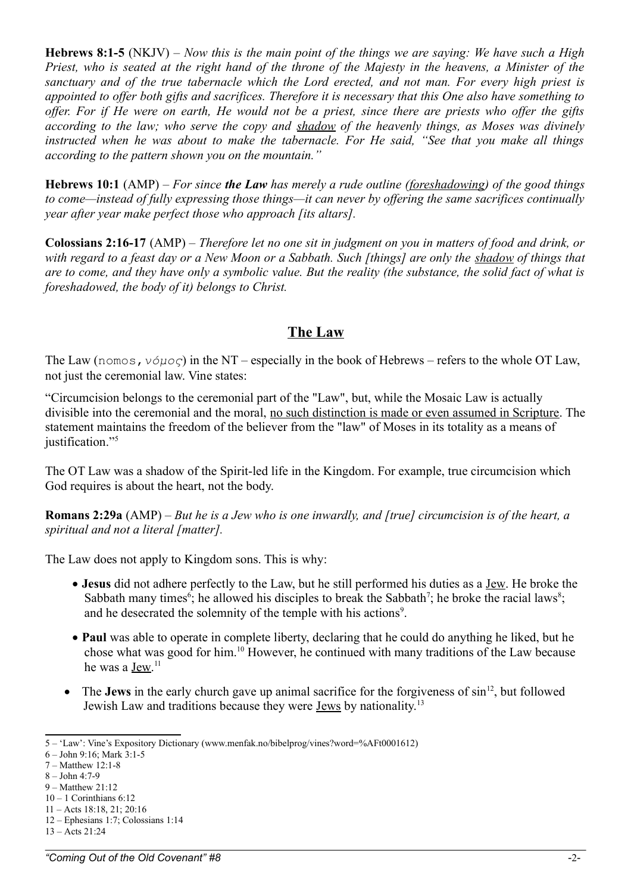**Hebrews 8:1-5** (NKJV) – *Now this is the main point of the things we are saying: We have such a High Priest, who is seated at the right hand of the throne of the Majesty in the heavens, a Minister of the sanctuary and of the true tabernacle which the Lord erected, and not man. For every high priest is appointed to offer both gifts and sacrifices. Therefore it is necessary that this One also have something to offer. For if He were on earth, He would not be a priest, since there are priests who offer the gifts according to the law; who serve the copy and <u>shadow</u> of the heavenly things, as Moses was divinely instructed when he was about to make the tabernacle. For He said, "See that you make all things according to the pattern shown you on the mountain."*

**Hebrews 10:1** (AMP) – *For since **the Law** has merely a rude outline (<u>foreshadowing</u>) of the good things to come—instead of fully expressing those things—it can never by offering the same sacrifices continually year after year make perfect those who approach [its altars].*

**Colossians 2:16-17** (AMP) – *Therefore let no one sit in judgment on you in matters of food and drink, or with regard to a feast day or a New Moon or a Sabbath. Such [things] are only the <u>shadow</u> of things that are to come, and they have only a symbolic value. But the reality (the substance, the solid fact of what is foreshadowed, the body of it) belongs to Christ.*

## The Law

The Law (nomos, *νόμος*) in the NT – especially in the book of Hebrews – refers to the whole OT Law, not just the ceremonial law. Vine states:

"Circumcision belongs to the ceremonial part of the "Law", but, while the Mosaic Law is actually divisible into the ceremonial and the moral, <u>no such distinction is made or even assumed in Scripture</u>. The statement maintains the freedom of the believer from the "law" of Moses in its totality as a means of justification."[5]

The OT Law was a shadow of the Spirit-led life in the Kingdom. For example, true circumcision which God requires is about the heart, not the body.

**Romans 2:29a** (AMP) – *But he is a Jew who is one inwardly, and [true] circumcision is of the heart, a spiritual and not a literal [matter].*

The Law does not apply to Kingdom sons. This is why:

- **Jesus** did not adhere perfectly to the Law, but he still performed his duties as a <u>Jew</u>. He broke the Sabbath many times[6]; he allowed his disciples to break the Sabbath[7]; he broke the racial laws[8]; and he desecrated the solemnity of the temple with his actions[9].
- **Paul** was able to operate in complete liberty, declaring that he could do anything he liked, but he chose what was good for him.[10] However, he continued with many traditions of the Law because he was a <u>Jew</u>.[11]
- The **Jews** in the early church gave up animal sacrifice for the forgiveness of sin[12], but followed Jewish Law and traditions because they were <u>Jews</u> by nationality.[13]

5 – 'Law': Vine's Expository Dictionary (www.menfak.no/bibelprog/vines?word=%AFt0001612)
6 – John 9:16; Mark 3:1-5
7 – Matthew 12:1-8
8 – John 4:7-9
9 – Matthew 21:12
10 – 1 Corinthians 6:12
11 – Acts 18:18, 21; 20:16
12 – Ephesians 1:7; Colossians 1:14
13 – Acts 21:24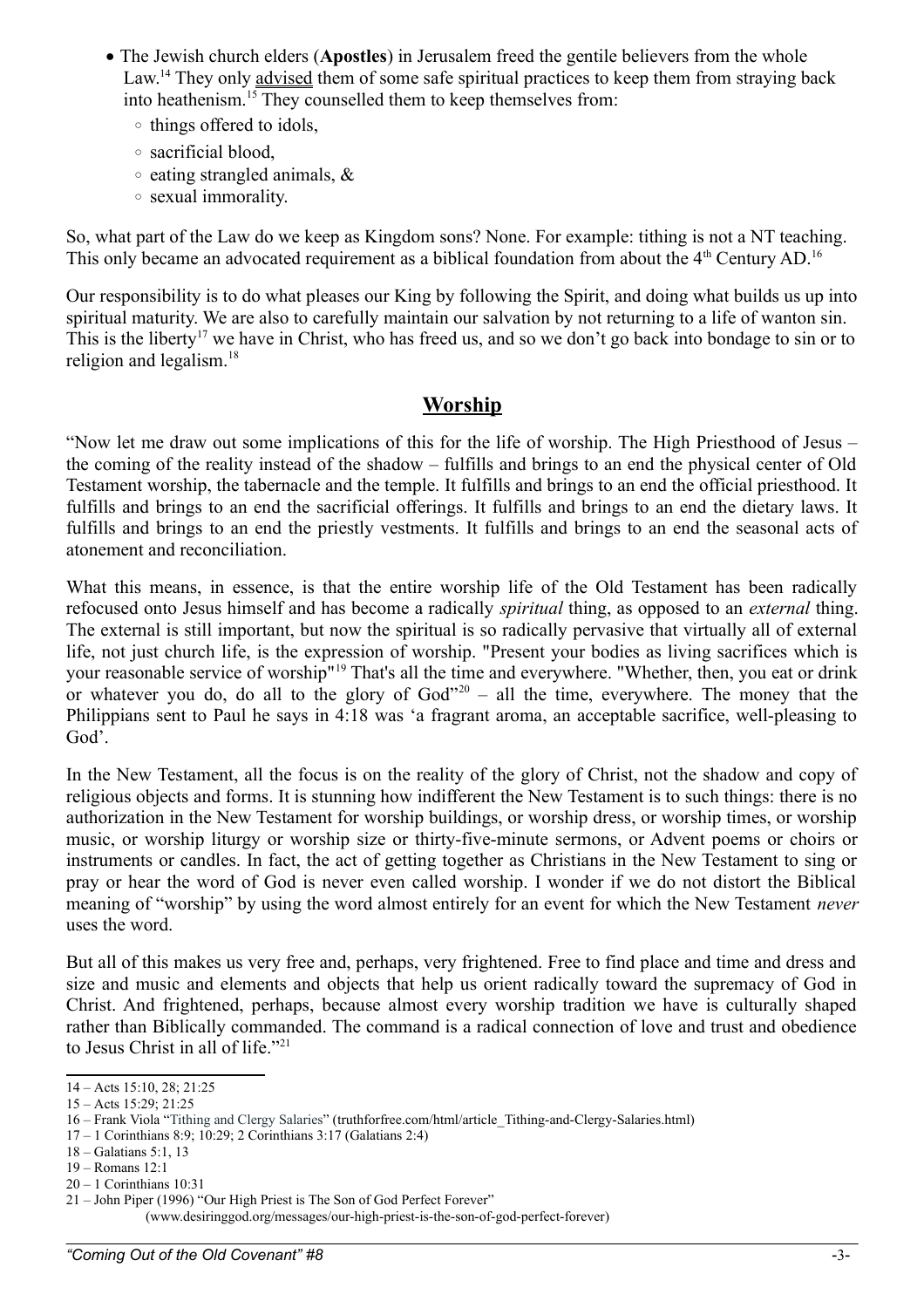- The Jewish church elders (**Apostles**) in Jerusalem freed the gentile believers from the whole Law.[14] They only advised them of some safe spiritual practices to keep them from straying back into heathenism.[15] They counselled them to keep themselves from:
  - things offered to idols,
  - sacrificial blood,
  - eating strangled animals, &
  - sexual immorality.

So, what part of the Law do we keep as Kingdom sons? None. For example: tithing is not a NT teaching. This only became an advocated requirement as a biblical foundation from about the 4th Century AD.[16]

Our responsibility is to do what pleases our King by following the Spirit, and doing what builds us up into spiritual maturity. We are also to carefully maintain our salvation by not returning to a life of wanton sin. This is the liberty[17] we have in Christ, who has freed us, and so we don't go back into bondage to sin or to religion and legalism.[18]

## Worship

"Now let me draw out some implications of this for the life of worship. The High Priesthood of Jesus – the coming of the reality instead of the shadow – fulfills and brings to an end the physical center of Old Testament worship, the tabernacle and the temple. It fulfills and brings to an end the official priesthood. It fulfills and brings to an end the sacrificial offerings. It fulfills and brings to an end the dietary laws. It fulfills and brings to an end the priestly vestments. It fulfills and brings to an end the seasonal acts of atonement and reconciliation.

What this means, in essence, is that the entire worship life of the Old Testament has been radically refocused onto Jesus himself and has become a radically *spiritual* thing, as opposed to an *external* thing. The external is still important, but now the spiritual is so radically pervasive that virtually all of external life, not just church life, is the expression of worship. "Present your bodies as living sacrifices which is your reasonable service of worship"[19] That's all the time and everywhere. "Whether, then, you eat or drink or whatever you do, do all to the glory of God"[20] – all the time, everywhere. The money that the Philippians sent to Paul he says in 4:18 was 'a fragrant aroma, an acceptable sacrifice, well-pleasing to God'.

In the New Testament, all the focus is on the reality of the glory of Christ, not the shadow and copy of religious objects and forms. It is stunning how indifferent the New Testament is to such things: there is no authorization in the New Testament for worship buildings, or worship dress, or worship times, or worship music, or worship liturgy or worship size or thirty-five-minute sermons, or Advent poems or choirs or instruments or candles. In fact, the act of getting together as Christians in the New Testament to sing or pray or hear the word of God is never even called worship. I wonder if we do not distort the Biblical meaning of "worship" by using the word almost entirely for an event for which the New Testament *never* uses the word.

But all of this makes us very free and, perhaps, very frightened. Free to find place and time and dress and size and music and elements and objects that help us orient radically toward the supremacy of God in Christ. And frightened, perhaps, because almost every worship tradition we have is culturally shaped rather than Biblically commanded. The command is a radical connection of love and trust and obedience to Jesus Christ in all of life."[21]

---

14 – Acts 15:10, 28; 21:25
15 – Acts 15:29; 21:25
16 – Frank Viola "Tithing and Clergy Salaries" (truthforfree.com/html/article_Tithing-and-Clergy-Salaries.html)
17 – 1 Corinthians 8:9; 10:29; 2 Corinthians 3:17 (Galatians 2:4)
18 – Galatians 5:1, 13
19 – Romans 12:1
20 – 1 Corinthians 10:31
21 – John Piper (1996) "Our High Priest is The Son of God Perfect Forever" (www.desiringgod.org/messages/our-high-priest-is-the-son-of-god-perfect-forever)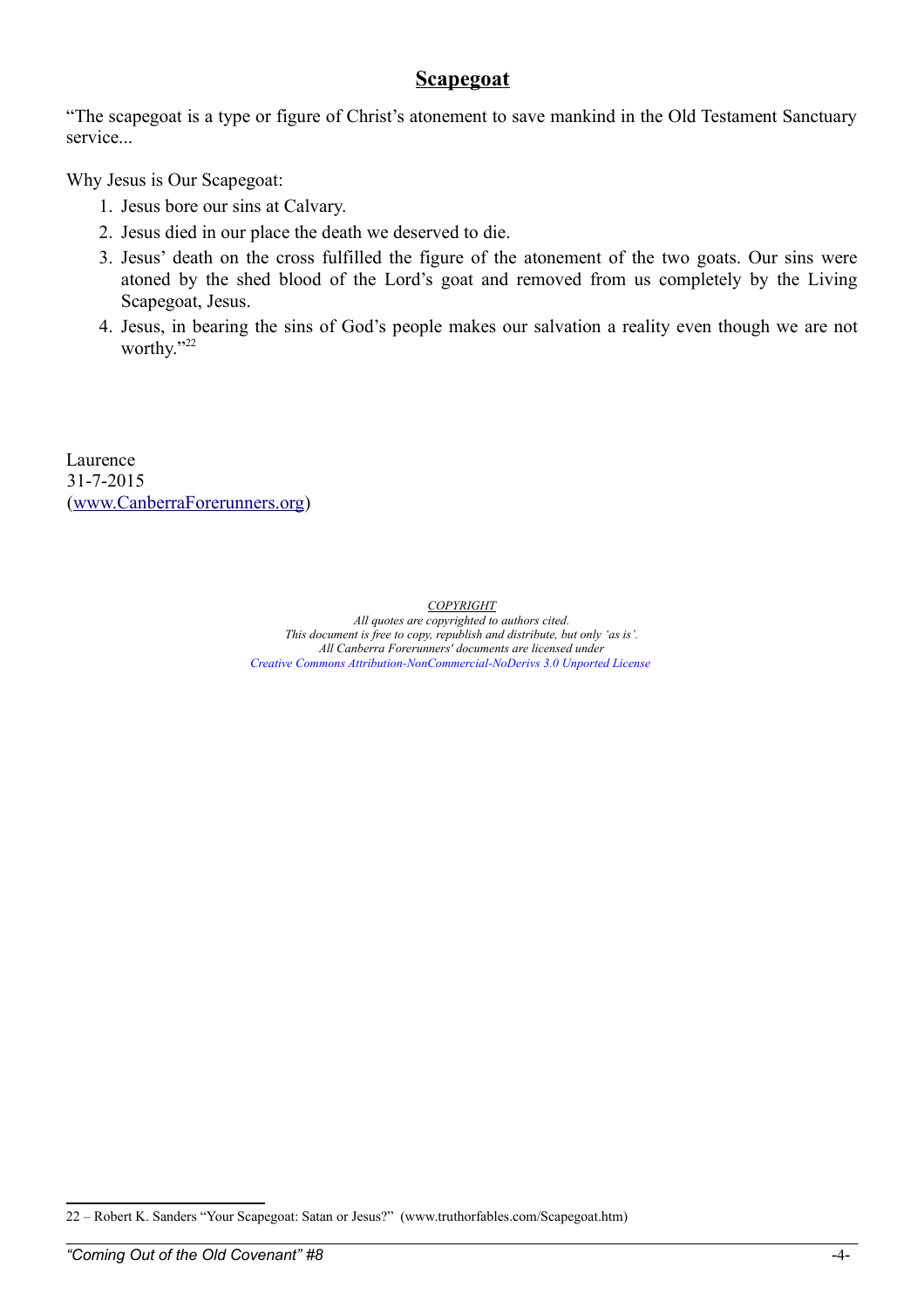## Scapegoat

"The scapegoat is a type or figure of Christ's atonement to save mankind in the Old Testament Sanctuary service...

Why Jesus is Our Scapegoat:

1. Jesus bore our sins at Calvary.
2. Jesus died in our place the death we deserved to die.
3. Jesus' death on the cross fulfilled the figure of the atonement of the two goats. Our sins were atoned by the shed blood of the Lord's goat and removed from us completely by the Living Scapegoat, Jesus.
4. Jesus, in bearing the sins of God's people makes our salvation a reality even though we are not worthy."[22]

Laurence
31-7-2015
(www.CanberraForerunners.org)

*COPYRIGHT*
*All quotes are copyrighted to authors cited.*
*This document is free to copy, republish and distribute, but only 'as is'.*
*All Canberra Forerunners' documents are licensed under*
*Creative Commons Attribution-NonCommercial-NoDerivs 3.0 Unported License*

22 – Robert K. Sanders "Your Scapegoat: Satan or Jesus?" (www.truthorfables.com/Scapegoat.htm)